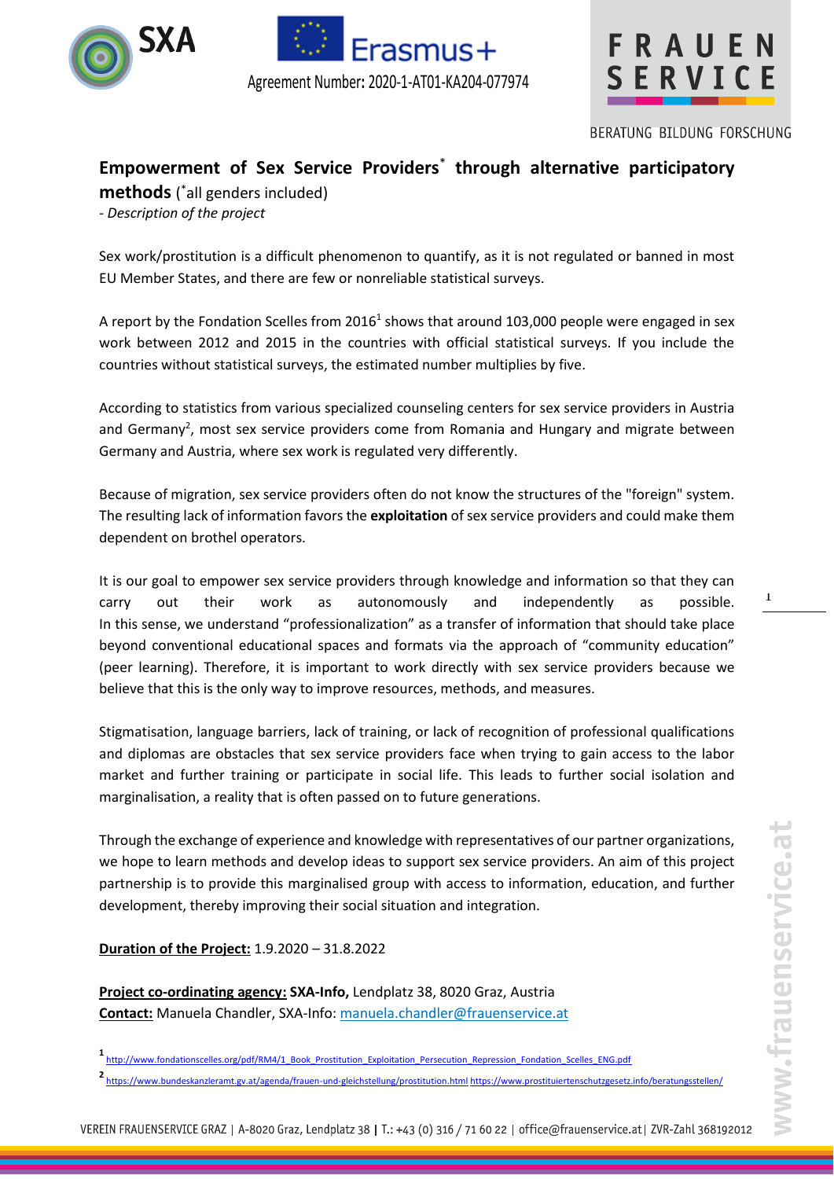Agreement Number: 2020-1-AT01-KA204-077974

# Empowerment of Sex Service Providers* through alternative participatory methods (*all genders included)

*- Description of the project*

Sex work/prostitution is a difficult phenomenon to quantify, as it is not regulated or banned in most EU Member States, and there are few or nonreliable statistical surveys.

A report by the Fondation Scelles from 2016[1] shows that around 103,000 people were engaged in sex work between 2012 and 2015 in the countries with official statistical surveys. If you include the countries without statistical surveys, the estimated number multiplies by five.

According to statistics from various specialized counseling centers for sex service providers in Austria and Germany[2], most sex service providers come from Romania and Hungary and migrate between Germany and Austria, where sex work is regulated very differently.

Because of migration, sex service providers often do not know the structures of the "foreign" system. The resulting lack of information favors the **exploitation** of sex service providers and could make them dependent on brothel operators.

It is our goal to empower sex service providers through knowledge and information so that they can carry out their work as autonomously and independently as possible. In this sense, we understand "professionalization" as a transfer of information that should take place beyond conventional educational spaces and formats via the approach of "community education" (peer learning). Therefore, it is important to work directly with sex service providers because we believe that this is the only way to improve resources, methods, and measures.

Stigmatisation, language barriers, lack of training, or lack of recognition of professional qualifications and diplomas are obstacles that sex service providers face when trying to gain access to the labor market and further training or participate in social life. This leads to further social isolation and marginalisation, a reality that is often passed on to future generations.

Through the exchange of experience and knowledge with representatives of our partner organizations, we hope to learn methods and develop ideas to support sex service providers. An aim of this project partnership is to provide this marginalised group with access to information, education, and further development, thereby improving their social situation and integration.

**Duration of the Project:** 1.9.2020 – 31.8.2022

**Project co-ordinating agency:** **SXA-Info,** Lendplatz 38, 8020 Graz, Austria
**Contact:** Manuela Chandler, SXA-Info: manuela.chandler@frauenservice.at

[1] http://www.fondationscelles.org/pdf/RM4/1_Book_Prostitution_Exploitation_Persecution_Repression_Fondation_Scelles_ENG.pdf

[2] https://www.bundeskanzleramt.gv.at/agenda/frauen-und-gleichstellung/prostitution.html https://www.prostituiertenschutzgesetz.info/beratungsstellen/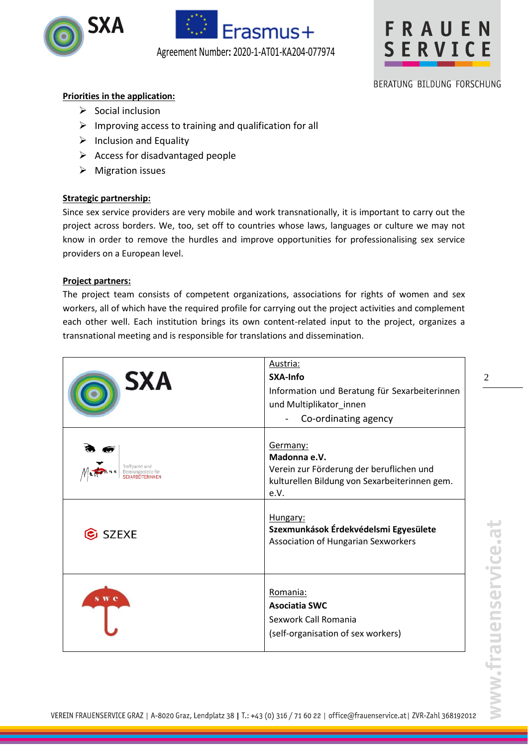**Priorities in the application:**

- Social inclusion
- Improving access to training and qualification for all
- Inclusion and Equality
- Access for disadvantaged people
- Migration issues

**Strategic partnership:**

Since sex service providers are very mobile and work transnationally, it is important to carry out the project across borders. We, too, set off to countries whose laws, languages or culture we may not know in order to remove the hurdles and improve opportunities for professionalising sex service providers on a European level.

**Project partners:**

The project team consists of competent organizations, associations for rights of women and sex workers, all of which have the required profile for carrying out the project activities and complement each other well. Each institution brings its own content-related input to the project, organizes a transnational meeting and is responsible for translations and dissemination.

| Logo | Partner |
|---|---|
| SXA | Austria:<br>**SXA-Info**<br>Information und Beratung für Sexarbeiterinnen und Multiplikator_innen<br>- Co-ordinating agency |
| Madonna – Treffpunkt und Beratungsstelle für SEXARBEITERINNEN | Germany:<br>**Madonna e.V.**<br>Verein zur Förderung der beruflichen und kulturellen Bildung von Sexarbeiterinnen gem. e.V. |
| SZEXE | Hungary:<br>**Szexmunkások Érdekvédelmi Egyesülete**<br>Association of Hungarian Sexworkers |
| SWC | Romania:<br>**Asociatia SWC**<br>Sexwork Call Romania<br>(self-organisation of sex workers) |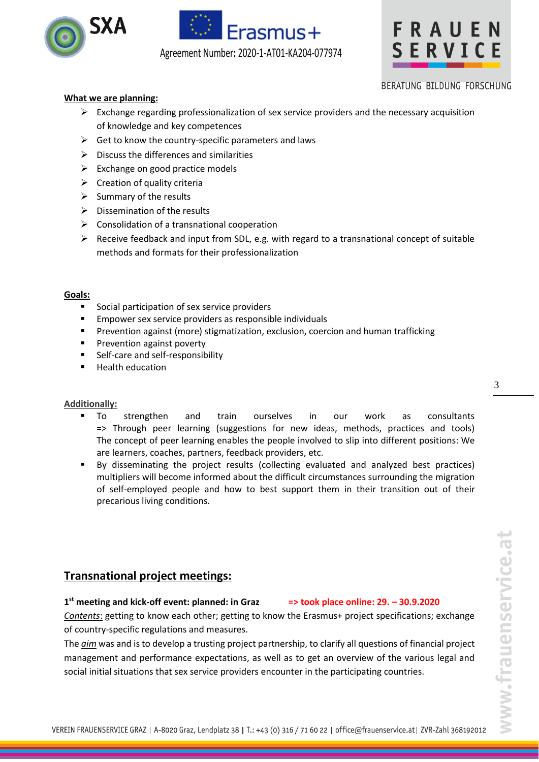**What we are planning:**

- Exchange regarding professionalization of sex service providers and the necessary acquisition of knowledge and key competences
- Get to know the country-specific parameters and laws
- Discuss the differences and similarities
- Exchange on good practice models
- Creation of quality criteria
- Summary of the results
- Dissemination of the results
- Consolidation of a transnational cooperation
- Receive feedback and input from SDL, e.g. with regard to a transnational concept of suitable methods and formats for their professionalization

**Goals:**

- Social participation of sex service providers
- Empower sex service providers as responsible individuals
- Prevention against (more) stigmatization, exclusion, coercion and human trafficking
- Prevention against poverty
- Self-care and self-responsibility
- Health education

**Additionally:**

- To strengthen and train ourselves in our work as consultants => Through peer learning (suggestions for new ideas, methods, practices and tools) The concept of peer learning enables the people involved to slip into different positions: We are learners, coaches, partners, feedback providers, etc.
- By disseminating the project results (collecting evaluated and analyzed best practices) multipliers will become informed about the difficult circumstances surrounding the migration of self-employed people and how to best support them in their transition out of their precarious living conditions.

## Transnational project meetings:

**1st meeting and kick-off event: planned: in Graz** **=> took place online: 29. – 30.9.2020**

*Contents*: getting to know each other; getting to know the Erasmus+ project specifications; exchange of country-specific regulations and measures.

The *aim* was and is to develop a trusting project partnership, to clarify all questions of financial project management and performance expectations, as well as to get an overview of the various legal and social initial situations that sex service providers encounter in the participating countries.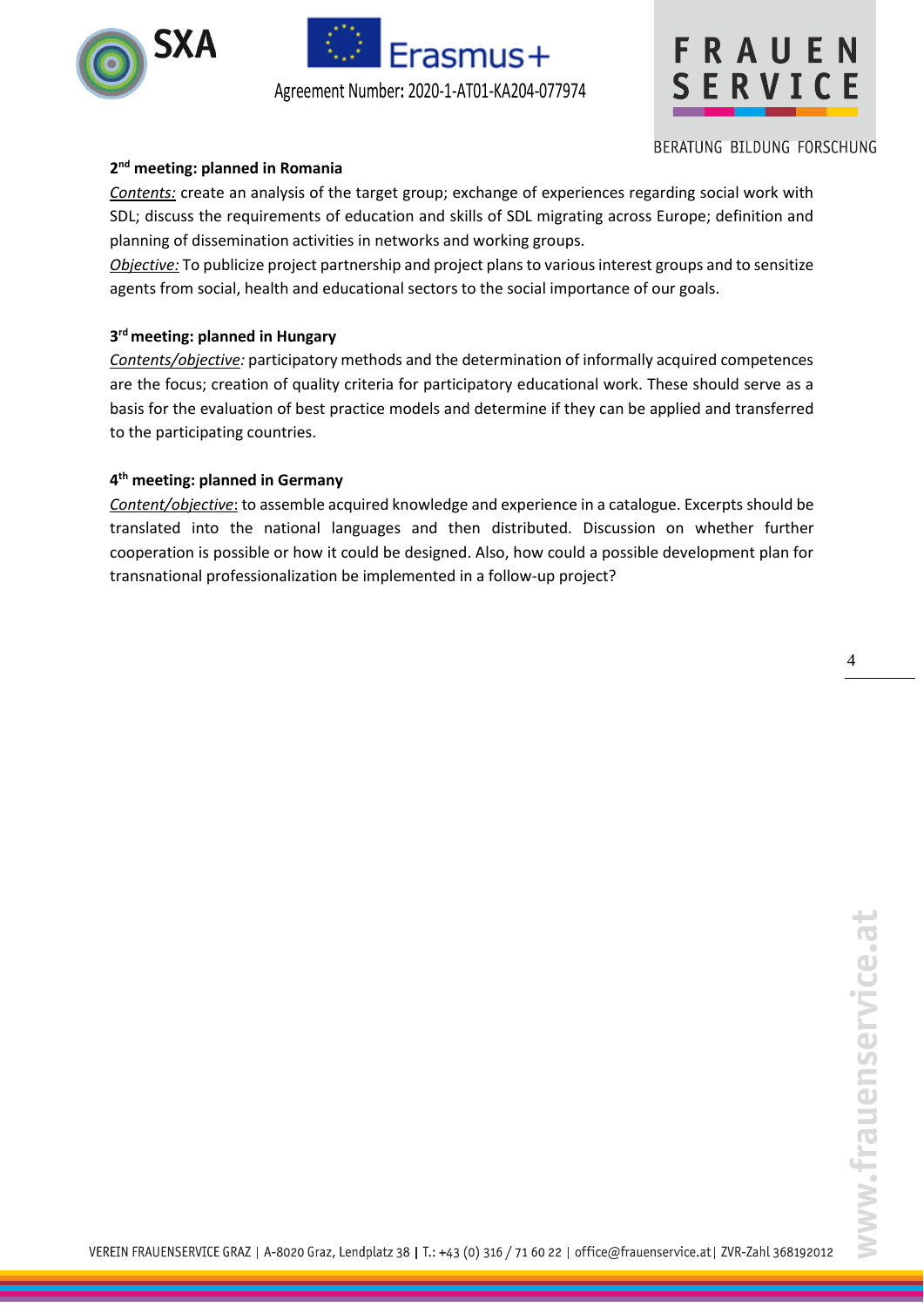**2nd meeting: planned in Romania**

*Contents:* create an analysis of the target group; exchange of experiences regarding social work with SDL; discuss the requirements of education and skills of SDL migrating across Europe; definition and planning of dissemination activities in networks and working groups.

*Objective:* To publicize project partnership and project plans to various interest groups and to sensitize agents from social, health and educational sectors to the social importance of our goals.

**3rd meeting: planned in Hungary**

*Contents/objective:* participatory methods and the determination of informally acquired competences are the focus; creation of quality criteria for participatory educational work. These should serve as a basis for the evaluation of best practice models and determine if they can be applied and transferred to the participating countries.

**4th meeting: planned in Germany**

*Content/objective*: to assemble acquired knowledge and experience in a catalogue. Excerpts should be translated into the national languages and then distributed. Discussion on whether further cooperation is possible or how it could be designed. Also, how could a possible development plan for transnational professionalization be implemented in a follow-up project?